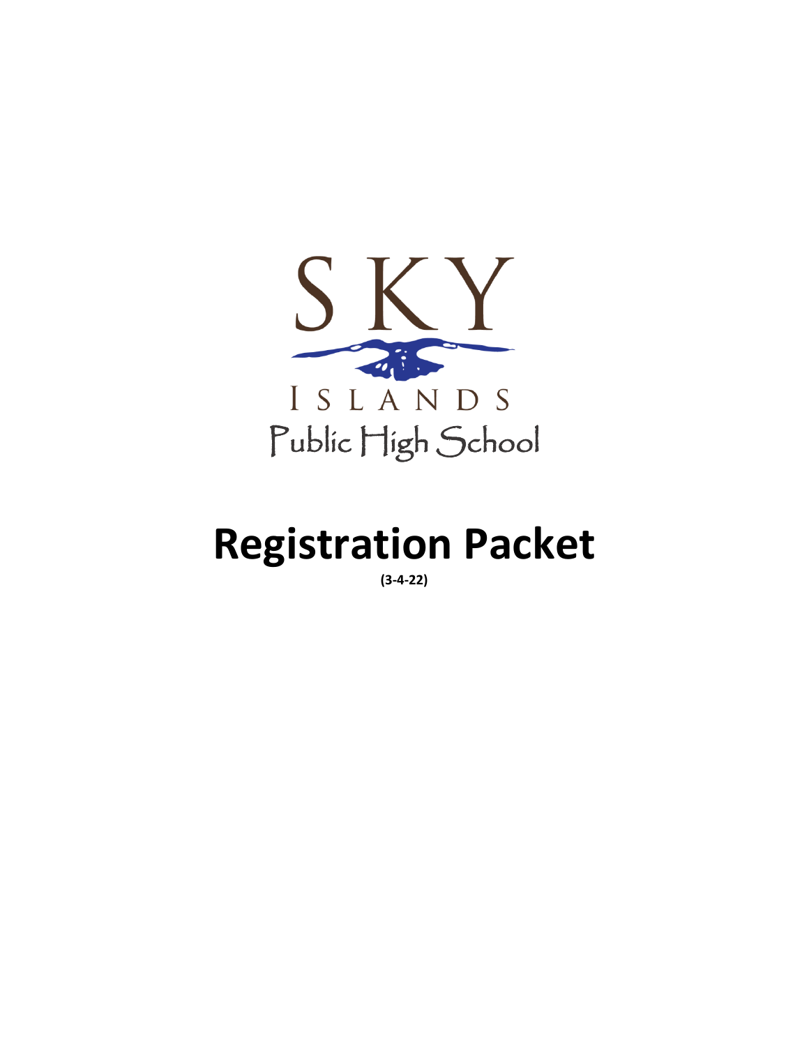SKY

ISLANDS

Public High School

# Registration Packet

**(3-4-22)**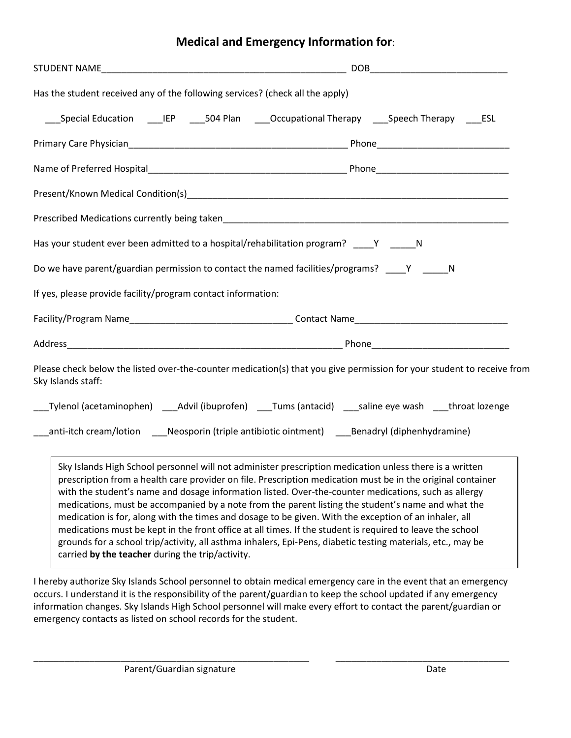## Medical and Emergency Information for:

STUDENT NAME_______________________________________________ DOB___________________________

Has the student received any of the following services? (check all the apply)

___Special Education ___IEP ___504 Plan ___Occupational Therapy ___Speech Therapy ___ESL

Primary Care Physician___________________________________________ Phone__________________________

Name of Preferred Hospital_______________________________________ Phone__________________________

Present/Known Medical Condition(s)________________________________________________________________

Prescribed Medications currently being taken_______________________________________________________

Has your student ever been admitted to a hospital/rehabilitation program? ____Y _____N

Do we have parent/guardian permission to contact the named facilities/programs? ____Y _____N

If yes, please provide facility/program contact information:

Facility/Program Name________________________________ Contact Name______________________________

Address_______________________________________________________ Phone___________________________

Please check below the listed over-the-counter medication(s) that you give permission for your student to receive from Sky Islands staff:

___Tylenol (acetaminophen) ___Advil (ibuprofen) ___Tums (antacid) ___saline eye wash ___throat lozenge

___anti-itch cream/lotion ___Neosporin (triple antibiotic ointment) ___Benadryl (diphenhydramine)

> Sky Islands High School personnel will not administer prescription medication unless there is a written prescription from a health care provider on file. Prescription medication must be in the original container with the student's name and dosage information listed. Over-the-counter medications, such as allergy medications, must be accompanied by a note from the parent listing the student's name and what the medication is for, along with the times and dosage to be given. With the exception of an inhaler, all medications must be kept in the front office at all times. If the student is required to leave the school grounds for a school trip/activity, all asthma inhalers, Epi-Pens, diabetic testing materials, etc., may be carried **by the teacher** during the trip/activity.

I hereby authorize Sky Islands School personnel to obtain medical emergency care in the event that an emergency occurs. I understand it is the responsibility of the parent/guardian to keep the school updated if any emergency information changes. Sky Islands High School personnel will make every effort to contact the parent/guardian or emergency contacts as listed on school records for the student.

_______________________________________________________ ___________________________________

Parent/Guardian signature Date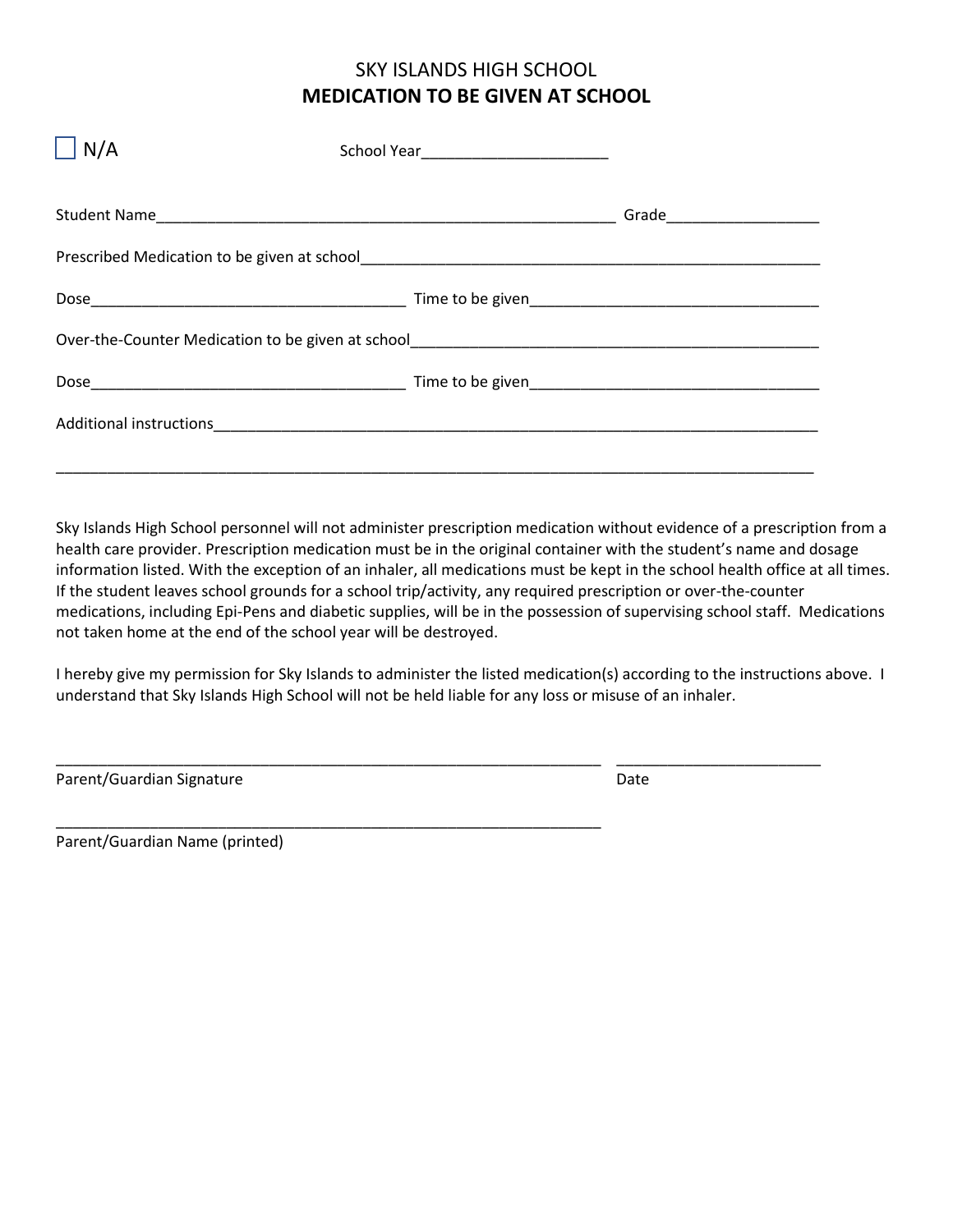SKY ISLANDS HIGH SCHOOL

# MEDICATION TO BE GIVEN AT SCHOOL

☐ N/A

School Year______________________

Student Name________________________________________________________ Grade__________________

Prescribed Medication to be given at school________________________________________________________

Dose_____________________________________ Time to be given__________________________________

Over-the-Counter Medication to be given at school__________________________________________________

Dose_____________________________________ Time to be given__________________________________

Additional instructions___________________________________________________________________________

______________________________________________________________________________________________

Sky Islands High School personnel will not administer prescription medication without evidence of a prescription from a health care provider. Prescription medication must be in the original container with the student's name and dosage information listed. With the exception of an inhaler, all medications must be kept in the school health office at all times. If the student leaves school grounds for a school trip/activity, any required prescription or over-the-counter medications, including Epi-Pens and diabetic supplies, will be in the possession of supervising school staff. Medications not taken home at the end of the school year will be destroyed.

I hereby give my permission for Sky Islands to administer the listed medication(s) according to the instructions above. I understand that Sky Islands High School will not be held liable for any loss or misuse of an inhaler.

_________________________________________________________________ ________________________

Parent/Guardian Signature Date

_________________________________________________________________

Parent/Guardian Name (printed)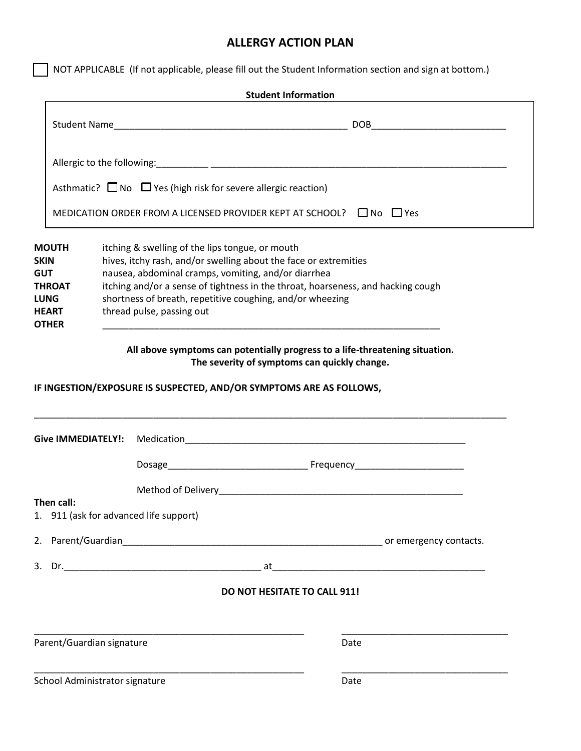# ALLERGY ACTION PLAN

☐ NOT APPLICABLE (If not applicable, please fill out the Student Information section and sign at bottom.)

**Student Information**

Student Name______________________________________________ DOB__________________________

Allergic to the following:__________ ____________________________________________________________

Asthmatic? ☐ No ☐ Yes (high risk for severe allergic reaction)

MEDICATION ORDER FROM A LICENSED PROVIDER KEPT AT SCHOOL? ☐ No ☐ Yes

**MOUTH** itching & swelling of the lips tongue, or mouth
**SKIN** hives, itchy rash, and/or swelling about the face or extremities
**GUT** nausea, abdominal cramps, vomiting, and/or diarrhea
**THROAT** itching and/or a sense of tightness in the throat, hoarseness, and hacking cough
**LUNG** shortness of breath, repetitive coughing, and/or wheezing
**HEART** thread pulse, passing out
**OTHER** ___________________________________________________________________

**All above symptoms can potentially progress to a life-threatening situation.**
**The severity of symptoms can quickly change.**

**IF INGESTION/EXPOSURE IS SUSPECTED, AND/OR SYMPTOMS ARE AS FOLLOWS,**

_____________________________________________________________________________________________

**Give IMMEDIATELY!:** Medication_________________________________________________________

Dosage___________________________ Frequency_____________________

Method of Delivery_______________________________________________

**Then call:**

1. 911 (ask for advanced life support)
2. Parent/Guardian____________________________________________________ or emergency contacts.
3. Dr.______________________________________ at_________________________________________

**DO NOT HESITATE TO CALL 911!**

_____________________________________________________ _________________________________
Parent/Guardian signature Date

_____________________________________________________ _________________________________
School Administrator signature Date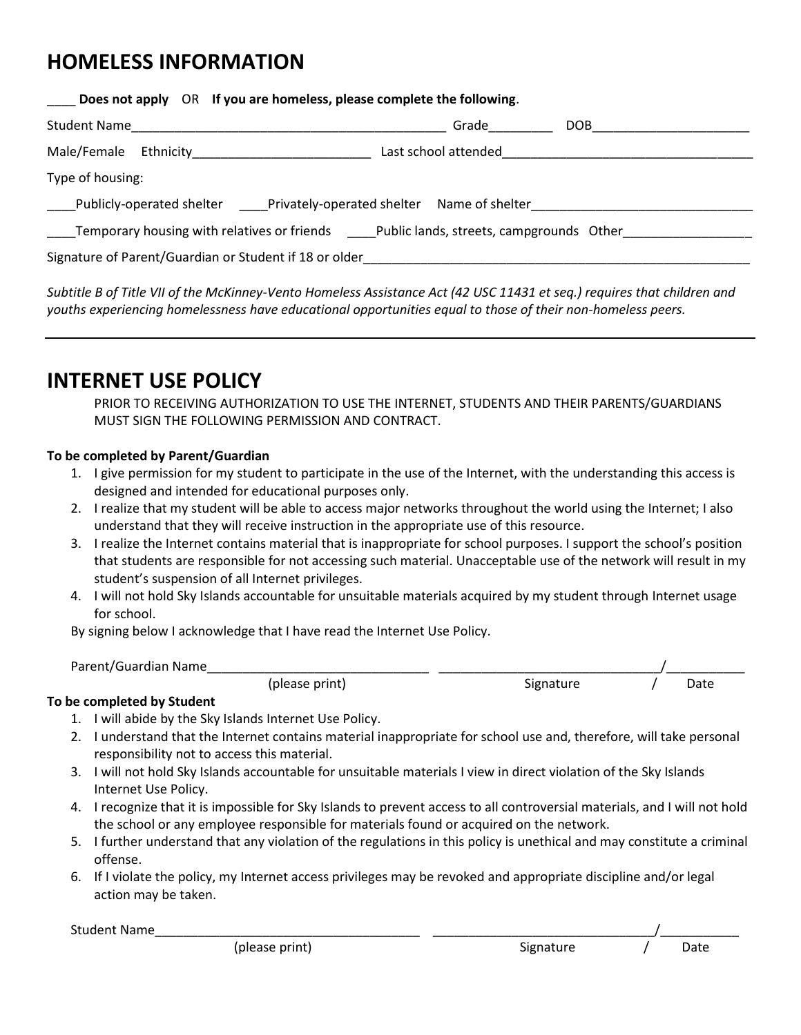## HOMELESS INFORMATION

____ **Does not apply** OR **If you are homeless, please complete the following**.

Student Name_____________________________________________ Grade_________ DOB______________________

Male/Female Ethnicity_________________________ Last school attended___________________________________

Type of housing:

____Publicly-operated shelter ____Privately-operated shelter Name of shelter_______________________________

____Temporary housing with relatives or friends ____Public lands, streets, campgrounds Other_________________

Signature of Parent/Guardian or Student if 18 or older________________________________________________________

*Subtitle B of Title VII of the McKinney-Vento Homeless Assistance Act (42 USC 11431 et seq.) requires that children and youths experiencing homelessness have educational opportunities equal to those of their non-homeless peers.*

---

## INTERNET USE POLICY

PRIOR TO RECEIVING AUTHORIZATION TO USE THE INTERNET, STUDENTS AND THEIR PARENTS/GUARDIANS MUST SIGN THE FOLLOWING PERMISSION AND CONTRACT.

**To be completed by Parent/Guardian**

1. I give permission for my student to participate in the use of the Internet, with the understanding this access is designed and intended for educational purposes only.
2. I realize that my student will be able to access major networks throughout the world using the Internet; I also understand that they will receive instruction in the appropriate use of this resource.
3. I realize the Internet contains material that is inappropriate for school purposes. I support the school's position that students are responsible for not accessing such material. Unacceptable use of the network will result in my student's suspension of all Internet privileges.
4. I will not hold Sky Islands accountable for unsuitable materials acquired by my student through Internet usage for school.

By signing below I acknowledge that I have read the Internet Use Policy.

Parent/Guardian Name_______________________________ _______________________________/___________
(please print) Signature / Date

**To be completed by Student**

1. I will abide by the Sky Islands Internet Use Policy.
2. I understand that the Internet contains material inappropriate for school use and, therefore, will take personal responsibility not to access this material.
3. I will not hold Sky Islands accountable for unsuitable materials I view in direct violation of the Sky Islands Internet Use Policy.
4. I recognize that it is impossible for Sky Islands to prevent access to all controversial materials, and I will not hold the school or any employee responsible for materials found or acquired on the network.
5. I further understand that any violation of the regulations in this policy is unethical and may constitute a criminal offense.
6. If I violate the policy, my Internet access privileges may be revoked and appropriate discipline and/or legal action may be taken.

Student Name_____________________________________ _______________________________/___________
(please print) Signature / Date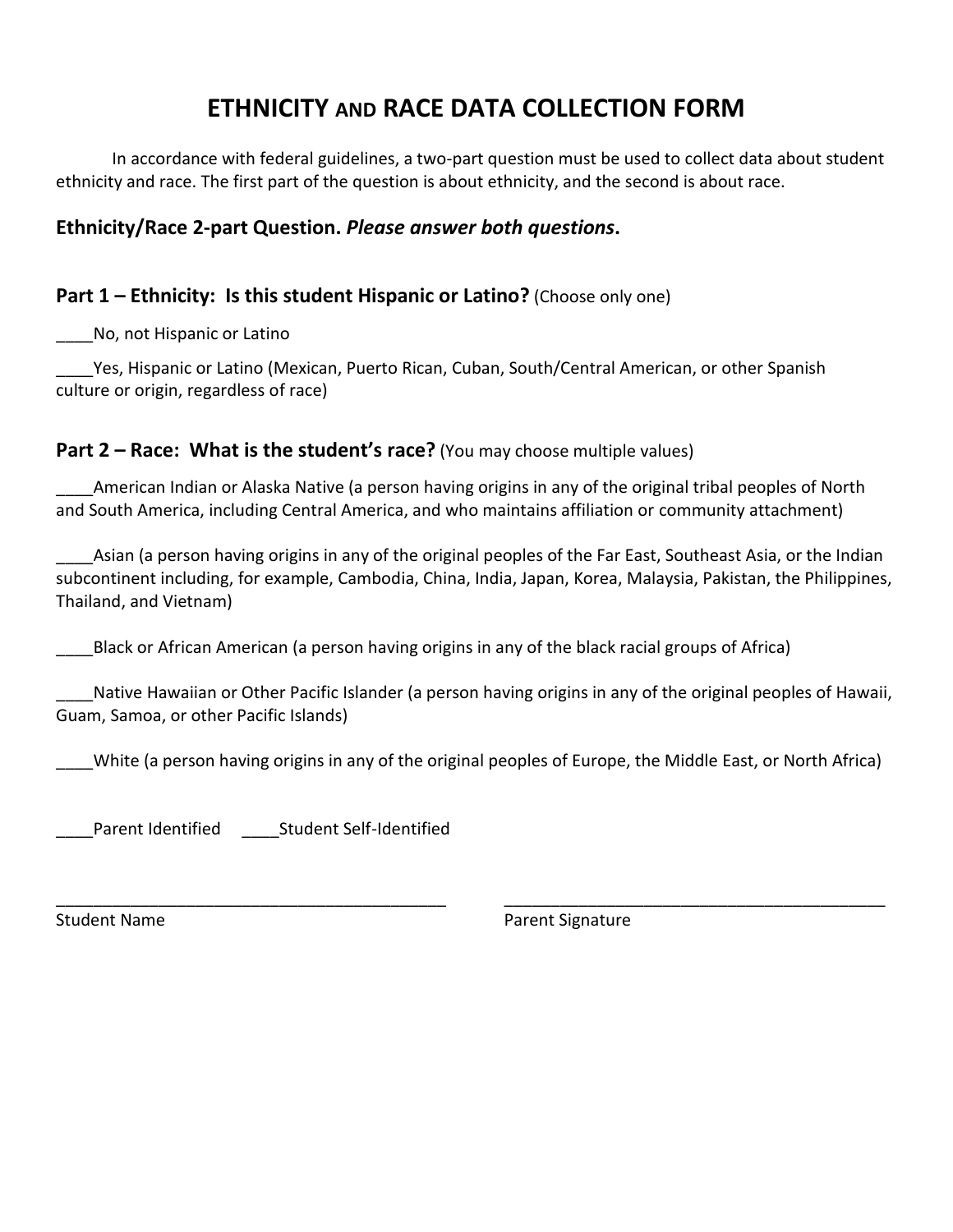# ETHNICITY AND RACE DATA COLLECTION FORM

In accordance with federal guidelines, a two-part question must be used to collect data about student ethnicity and race. The first part of the question is about ethnicity, and the second is about race.

### Ethnicity/Race 2-part Question. *Please answer both questions*.

### Part 1 – Ethnicity: Is this student Hispanic or Latino? (Choose only one)

____No, not Hispanic or Latino

____Yes, Hispanic or Latino (Mexican, Puerto Rican, Cuban, South/Central American, or other Spanish culture or origin, regardless of race)

### Part 2 – Race: What is the student's race? (You may choose multiple values)

____American Indian or Alaska Native (a person having origins in any of the original tribal peoples of North and South America, including Central America, and who maintains affiliation or community attachment)

____Asian (a person having origins in any of the original peoples of the Far East, Southeast Asia, or the Indian subcontinent including, for example, Cambodia, China, India, Japan, Korea, Malaysia, Pakistan, the Philippines, Thailand, and Vietnam)

____Black or African American (a person having origins in any of the black racial groups of Africa)

____Native Hawaiian or Other Pacific Islander (a person having origins in any of the original peoples of Hawaii, Guam, Samoa, or other Pacific Islands)

____White (a person having origins in any of the original peoples of Europe, the Middle East, or North Africa)

____Parent Identified ____Student Self-Identified

_____________________________________________ _____________________________________________

Student Name Parent Signature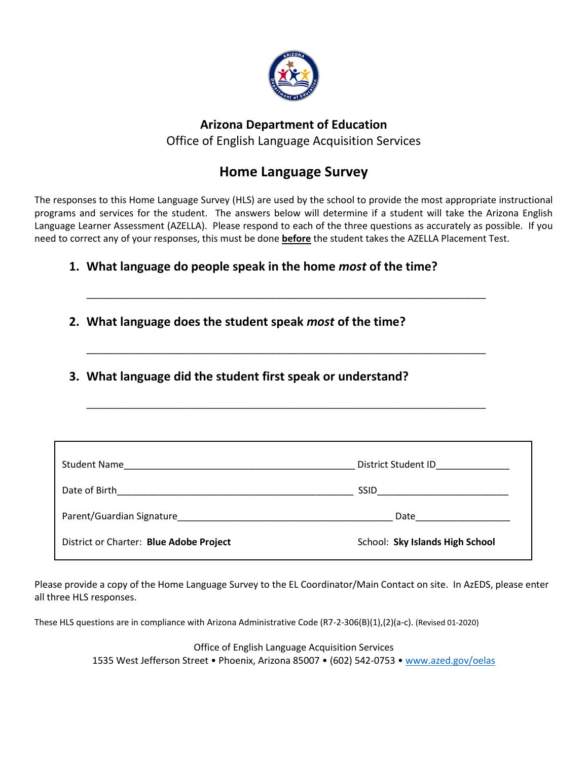# Arizona Department of Education

Office of English Language Acquisition Services

## Home Language Survey

The responses to this Home Language Survey (HLS) are used by the school to provide the most appropriate instructional programs and services for the student. The answers below will determine if a student will take the Arizona English Language Learner Assessment (AZELLA). Please respond to each of the three questions as accurately as possible. If you need to correct any of your responses, this must be done **before** the student takes the AZELLA Placement Test.

1. **What language do people speak in the home *most* of the time?**

   ______________________________________________________________________

2. **What language does the student speak *most* of the time?**

   ______________________________________________________________________

3. **What language did the student first speak or understand?**

   ______________________________________________________________________

| | |
|---|---|
| Student Name___________________________________________ | District Student ID_____________ |
| Date of Birth____________________________________________ | SSID________________________ |
| Parent/Guardian Signature_________________________________ | Date_________________ |
| District or Charter: **Blue Adobe Project** | School: **Sky Islands High School** |

Please provide a copy of the Home Language Survey to the EL Coordinator/Main Contact on site. In AzEDS, please enter all three HLS responses.

These HLS questions are in compliance with Arizona Administrative Code (R7-2-306(B)(1),(2)(a-c). (Revised 01-2020)

Office of English Language Acquisition Services
1535 West Jefferson Street • Phoenix, Arizona 85007 • (602) 542-0753 • www.azed.gov/oelas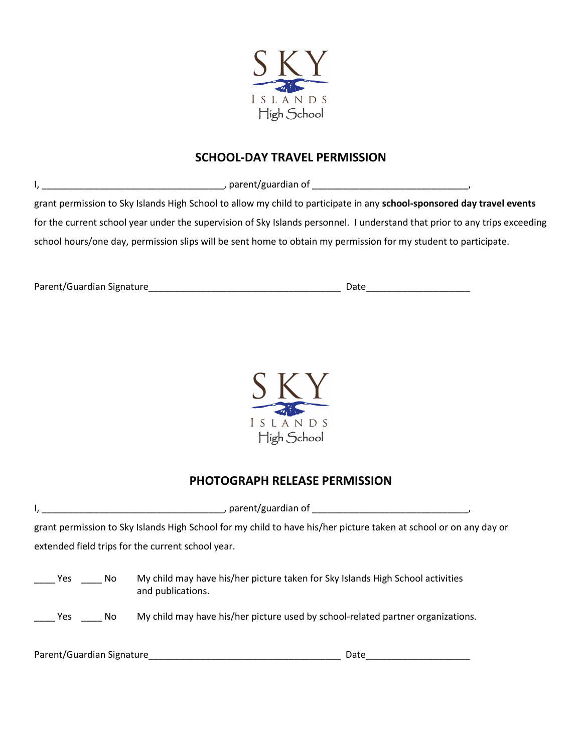SKY
ISLANDS
High School

## SCHOOL-DAY TRAVEL PERMISSION

I, ___________________________________, parent/guardian of ______________________________,
grant permission to Sky Islands High School to allow my child to participate in any **school-sponsored day travel events** for the current school year under the supervision of Sky Islands personnel. I understand that prior to any trips exceeding school hours/one day, permission slips will be sent home to obtain my permission for my student to participate.

Parent/Guardian Signature_____________________________________ Date____________________

SKY
ISLANDS
High School

## PHOTOGRAPH RELEASE PERMISSION

I, ___________________________________, parent/guardian of ______________________________,
grant permission to Sky Islands High School for my child to have his/her picture taken at school or on any day or extended field trips for the current school year.

____ Yes ____ No My child may have his/her picture taken for Sky Islands High School activities and publications.

____ Yes ____ No My child may have his/her picture used by school-related partner organizations.

Parent/Guardian Signature_____________________________________ Date____________________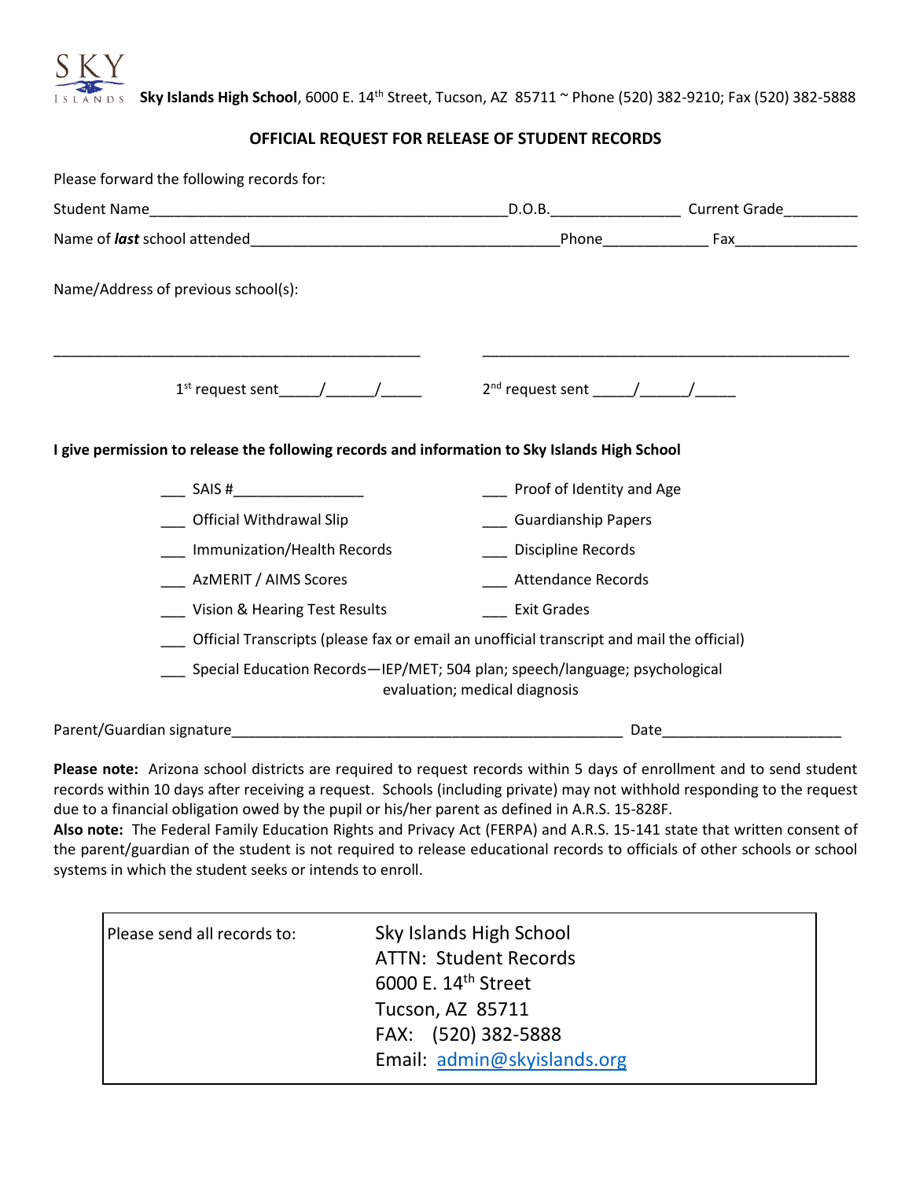**Sky Islands High School**, 6000 E. 14th Street, Tucson, AZ 85711 ~ Phone (520) 382-9210; Fax (520) 382-5888

## OFFICIAL REQUEST FOR RELEASE OF STUDENT RECORDS

Please forward the following records for:

Student Name_____________________________________________D.O.B.________________ Current Grade_________

Name of ***last*** school attended______________________________________Phone_____________ Fax_______________

Name/Address of previous school(s):

_____________________________________________ _____________________________________________

1st request sent_____/______/_____ 2nd request sent _____/______/_____

**I give permission to release the following records and information to Sky Islands High School**

___ SAIS #________________

___ Proof of Identity and Age

___ Official Withdrawal Slip

___ Guardianship Papers

___ Immunization/Health Records

___ Discipline Records

___ AzMERIT / AIMS Scores

___ Attendance Records

___ Vision & Hearing Test Results

___ Exit Grades

___ Official Transcripts (please fax or email an unofficial transcript and mail the official)

___ Special Education Records—IEP/MET; 504 plan; speech/language; psychological evaluation; medical diagnosis

Parent/Guardian signature_________________________________________________ Date______________________

**Please note:** Arizona school districts are required to request records within 5 days of enrollment and to send student records within 10 days after receiving a request. Schools (including private) may not withhold responding to the request due to a financial obligation owed by the pupil or his/her parent as defined in A.R.S. 15-828F.
**Also note:** The Federal Family Education Rights and Privacy Act (FERPA) and A.R.S. 15-141 state that written consent of the parent/guardian of the student is not required to release educational records to officials of other schools or school systems in which the student seeks or intends to enroll.

| Please send all records to: | Sky Islands High School<br>ATTN: Student Records<br>6000 E. 14th Street<br>Tucson, AZ 85711<br>FAX: (520) 382-5888<br>Email: admin@skyislands.org |
|---|---|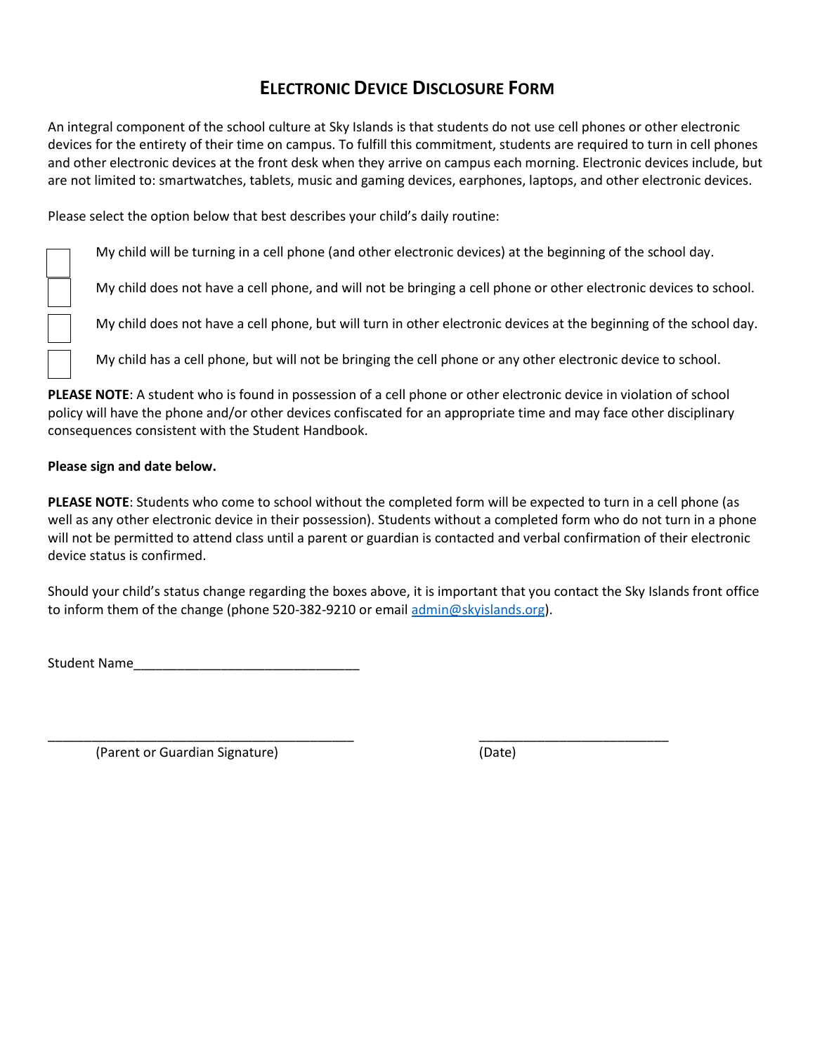# ELECTRONIC DEVICE DISCLOSURE FORM

An integral component of the school culture at Sky Islands is that students do not use cell phones or other electronic devices for the entirety of their time on campus. To fulfill this commitment, students are required to turn in cell phones and other electronic devices at the front desk when they arrive on campus each morning. Electronic devices include, but are not limited to: smartwatches, tablets, music and gaming devices, earphones, laptops, and other electronic devices.

Please select the option below that best describes your child's daily routine:

- ☐ My child will be turning in a cell phone (and other electronic devices) at the beginning of the school day.
- ☐ My child does not have a cell phone, and will not be bringing a cell phone or other electronic devices to school.
- ☐ My child does not have a cell phone, but will turn in other electronic devices at the beginning of the school day.
- ☐ My child has a cell phone, but will not be bringing the cell phone or any other electronic device to school.

**PLEASE NOTE**: A student who is found in possession of a cell phone or other electronic device in violation of school policy will have the phone and/or other devices confiscated for an appropriate time and may face other disciplinary consequences consistent with the Student Handbook.

**Please sign and date below.**

**PLEASE NOTE**: Students who come to school without the completed form will be expected to turn in a cell phone (as well as any other electronic device in their possession). Students without a completed form who do not turn in a phone will not be permitted to attend class until a parent or guardian is contacted and verbal confirmation of their electronic device status is confirmed.

Should your child's status change regarding the boxes above, it is important that you contact the Sky Islands front office to inform them of the change (phone 520-382-9210 or email admin@skyislands.org).

Student Name_______________________________

___________________________________________ (Parent or Guardian Signature)

__________________________ (Date)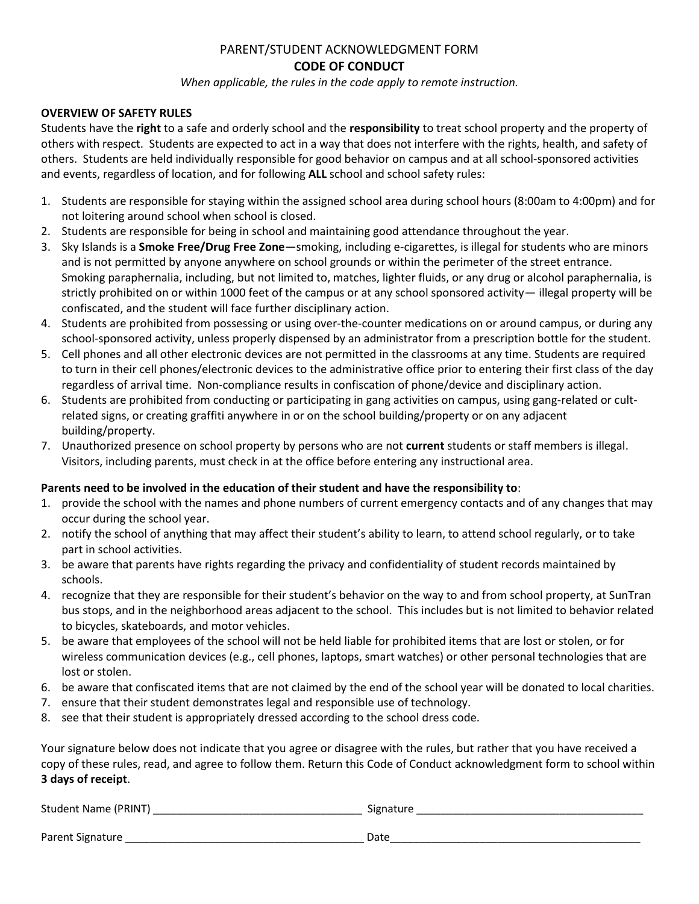# PARENT/STUDENT ACKNOWLEDGMENT FORM

## CODE OF CONDUCT

*When applicable, the rules in the code apply to remote instruction.*

**OVERVIEW OF SAFETY RULES**

Students have the **right** to a safe and orderly school and the **responsibility** to treat school property and the property of others with respect. Students are expected to act in a way that does not interfere with the rights, health, and safety of others. Students are held individually responsible for good behavior on campus and at all school-sponsored activities and events, regardless of location, and for following **ALL** school and school safety rules:

1. Students are responsible for staying within the assigned school area during school hours (8:00am to 4:00pm) and for not loitering around school when school is closed.
2. Students are responsible for being in school and maintaining good attendance throughout the year.
3. Sky Islands is a **Smoke Free/Drug Free Zone**—smoking, including e-cigarettes, is illegal for students who are minors and is not permitted by anyone anywhere on school grounds or within the perimeter of the street entrance. Smoking paraphernalia, including, but not limited to, matches, lighter fluids, or any drug or alcohol paraphernalia, is strictly prohibited on or within 1000 feet of the campus or at any school sponsored activity— illegal property will be confiscated, and the student will face further disciplinary action.
4. Students are prohibited from possessing or using over-the-counter medications on or around campus, or during any school-sponsored activity, unless properly dispensed by an administrator from a prescription bottle for the student.
5. Cell phones and all other electronic devices are not permitted in the classrooms at any time. Students are required to turn in their cell phones/electronic devices to the administrative office prior to entering their first class of the day regardless of arrival time. Non-compliance results in confiscation of phone/device and disciplinary action.
6. Students are prohibited from conducting or participating in gang activities on campus, using gang-related or cult-related signs, or creating graffiti anywhere in or on the school building/property or on any adjacent building/property.
7. Unauthorized presence on school property by persons who are not **current** students or staff members is illegal. Visitors, including parents, must check in at the office before entering any instructional area.

**Parents need to be involved in the education of their student and have the responsibility to**:

1. provide the school with the names and phone numbers of current emergency contacts and of any changes that may occur during the school year.
2. notify the school of anything that may affect their student's ability to learn, to attend school regularly, or to take part in school activities.
3. be aware that parents have rights regarding the privacy and confidentiality of student records maintained by schools.
4. recognize that they are responsible for their student's behavior on the way to and from school property, at SunTran bus stops, and in the neighborhood areas adjacent to the school. This includes but is not limited to behavior related to bicycles, skateboards, and motor vehicles.
5. be aware that employees of the school will not be held liable for prohibited items that are lost or stolen, or for wireless communication devices (e.g., cell phones, laptops, smart watches) or other personal technologies that are lost or stolen.
6. be aware that confiscated items that are not claimed by the end of the school year will be donated to local charities.
7. ensure that their student demonstrates legal and responsible use of technology.
8. see that their student is appropriately dressed according to the school dress code.

Your signature below does not indicate that you agree or disagree with the rules, but rather that you have received a copy of these rules, read, and agree to follow them. Return this Code of Conduct acknowledgment form to school within **3 days of receipt**.

Student Name (PRINT) ___________________________________ Signature ______________________________________

Parent Signature ________________________________________ Date___________________________________________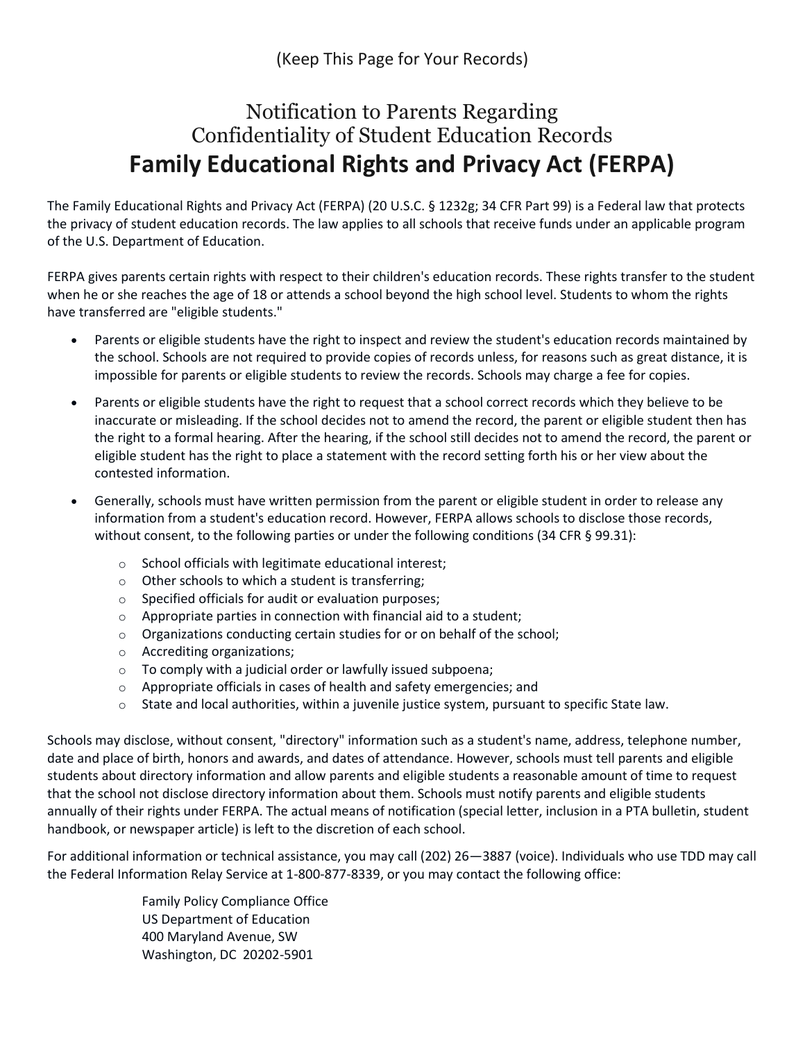(Keep This Page for Your Records)

# Notification to Parents Regarding Confidentiality of Student Education Records

# **Family Educational Rights and Privacy Act (FERPA)**

The Family Educational Rights and Privacy Act (FERPA) (20 U.S.C. § 1232g; 34 CFR Part 99) is a Federal law that protects the privacy of student education records. The law applies to all schools that receive funds under an applicable program of the U.S. Department of Education.

FERPA gives parents certain rights with respect to their children's education records. These rights transfer to the student when he or she reaches the age of 18 or attends a school beyond the high school level. Students to whom the rights have transferred are "eligible students."

- Parents or eligible students have the right to inspect and review the student's education records maintained by the school. Schools are not required to provide copies of records unless, for reasons such as great distance, it is impossible for parents or eligible students to review the records. Schools may charge a fee for copies.
- Parents or eligible students have the right to request that a school correct records which they believe to be inaccurate or misleading. If the school decides not to amend the record, the parent or eligible student then has the right to a formal hearing. After the hearing, if the school still decides not to amend the record, the parent or eligible student has the right to place a statement with the record setting forth his or her view about the contested information.
- Generally, schools must have written permission from the parent or eligible student in order to release any information from a student's education record. However, FERPA allows schools to disclose those records, without consent, to the following parties or under the following conditions (34 CFR § 99.31):
  - School officials with legitimate educational interest;
  - Other schools to which a student is transferring;
  - Specified officials for audit or evaluation purposes;
  - Appropriate parties in connection with financial aid to a student;
  - Organizations conducting certain studies for or on behalf of the school;
  - Accrediting organizations;
  - To comply with a judicial order or lawfully issued subpoena;
  - Appropriate officials in cases of health and safety emergencies; and
  - State and local authorities, within a juvenile justice system, pursuant to specific State law.

Schools may disclose, without consent, "directory" information such as a student's name, address, telephone number, date and place of birth, honors and awards, and dates of attendance. However, schools must tell parents and eligible students about directory information and allow parents and eligible students a reasonable amount of time to request that the school not disclose directory information about them. Schools must notify parents and eligible students annually of their rights under FERPA. The actual means of notification (special letter, inclusion in a PTA bulletin, student handbook, or newspaper article) is left to the discretion of each school.

For additional information or technical assistance, you may call (202) 26—3887 (voice). Individuals who use TDD may call the Federal Information Relay Service at 1-800-877-8339, or you may contact the following office:

Family Policy Compliance Office  
US Department of Education  
400 Maryland Avenue, SW  
Washington, DC 20202-5901